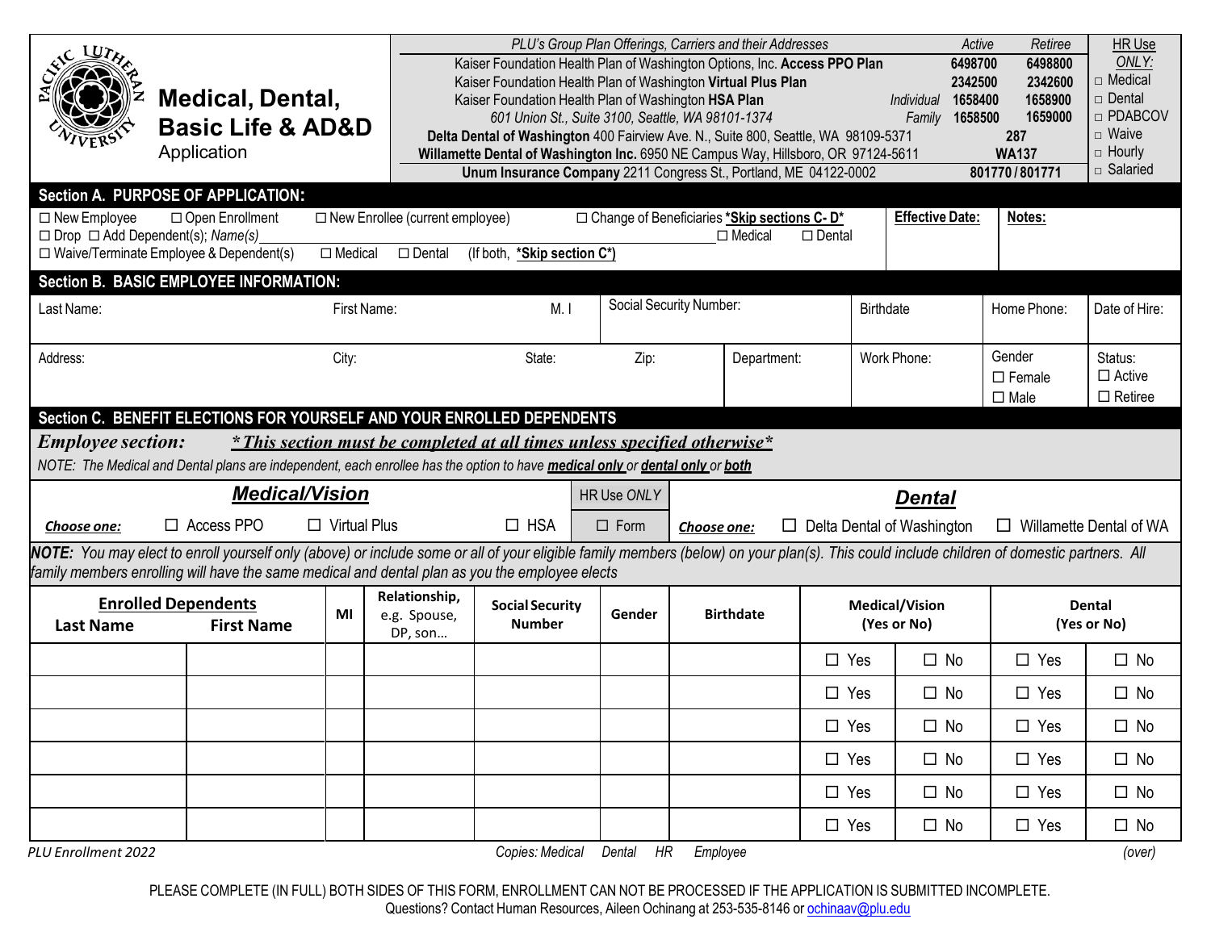# Medical, Dental, Basic Life & AD&D Application

| PLU's Group Plan Offerings, Carriers and their Addresses | | Active | Retiree |
|---|---|---|---|
| Kaiser Foundation Health Plan of Washington Options, Inc. **Access PPO Plan** | | 6498700 | 6498800 |
| Kaiser Foundation Health Plan of Washington **Virtual Plus Plan** | | 2342500 | 2342600 |
| Kaiser Foundation Health Plan of Washington **HSA Plan** | *Individual* | 1658400 | 1658900 |
| *601 Union St., Suite 3100, Seattle, WA 98101-1374* | *Family* | 1658500 | 1659000 |
| **Delta Dental of Washington** 400 Fairview Ave. N., Suite 800, Seattle, WA 98109-5371 | | 287 | |
| **Willamette Dental of Washington Inc.** 6950 NE Campus Way, Hillsboro, OR 97124-5611 | | WA137 | |
| **Unum Insurance Company** 2211 Congress St., Portland, ME 04122-0002 | | 801770 / 801771 | |

HR Use *ONLY:*
- □ Medical
- □ Dental
- □ PDABCOV
- □ Waive
- □ Hourly
- □ Salaried

## Section A. PURPOSE OF APPLICATION:

☐ New Employee ☐ Open Enrollment ☐ New Enrollee (current employee) ☐ Change of Beneficiaries ***Skip sections C- D***

☐ Drop ☐ Add Dependent(s); *Name(s)*\_\_\_\_\_\_\_\_\_\_\_\_\_\_\_\_\_\_\_\_ ☐ Medical ☐ Dental

☐ Waive/Terminate Employee & Dependent(s) ☐ Medical ☐ Dental (If both, ***Skip section C***)

**Effective Date:**

**Notes:**

## Section B. BASIC EMPLOYEE INFORMATION:

| Last Name: | First Name: | M. I | Social Security Number: | | Birthdate | Home Phone: | Date of Hire: |
|---|---|---|---|---|---|---|---|
| Address: | City: | State: | Zip: | Department: | Work Phone: | Gender ☐ Female ☐ Male | Status: ☐ Active ☐ Retiree |

## Section C. BENEFIT ELECTIONS FOR YOURSELF AND YOUR ENROLLED DEPENDENTS

***Employee section:*** ***\*This section must be completed at all times unless specified otherwise\****

*NOTE: The Medical and Dental plans are independent, each enrollee has the option to have **medical only** or **dental only** or **both***

### Medical/Vision

***Choose one:*** ☐ Access PPO ☐ Virtual Plus ☐ HSA

HR Use *ONLY* ☐ Form

### Dental

***Choose one:*** ☐ Delta Dental of Washington ☐ Willamette Dental of WA

***NOTE:*** *You may elect to enroll yourself only (above) or include some or all of your eligible family members (below) on your plan(s). This could include children of domestic partners. All family members enrolling will have the same medical and dental plan as you the employee elects*

| Enrolled Dependents Last Name | First Name | MI | Relationship, e.g. Spouse, DP, son… | Social Security Number | Gender | Birthdate | Medical/Vision (Yes or No) | | Dental (Yes or No) | |
|---|---|---|---|---|---|---|---|---|---|---|
| | | | | | | | ☐ Yes | ☐ No | ☐ Yes | ☐ No |
| | | | | | | | ☐ Yes | ☐ No | ☐ Yes | ☐ No |
| | | | | | | | ☐ Yes | ☐ No | ☐ Yes | ☐ No |
| | | | | | | | ☐ Yes | ☐ No | ☐ Yes | ☐ No |
| | | | | | | | ☐ Yes | ☐ No | ☐ Yes | ☐ No |
| | | | | | | | ☐ Yes | ☐ No | ☐ Yes | ☐ No |

*PLU Enrollment 2022* *Copies: Medical Dental HR Employee* *(over)*

PLEASE COMPLETE (IN FULL) BOTH SIDES OF THIS FORM, ENROLLMENT CAN NOT BE PROCESSED IF THE APPLICATION IS SUBMITTED INCOMPLETE.
Questions? Contact Human Resources, Aileen Ochinang at 253-535-8146 or ochinaav@plu.edu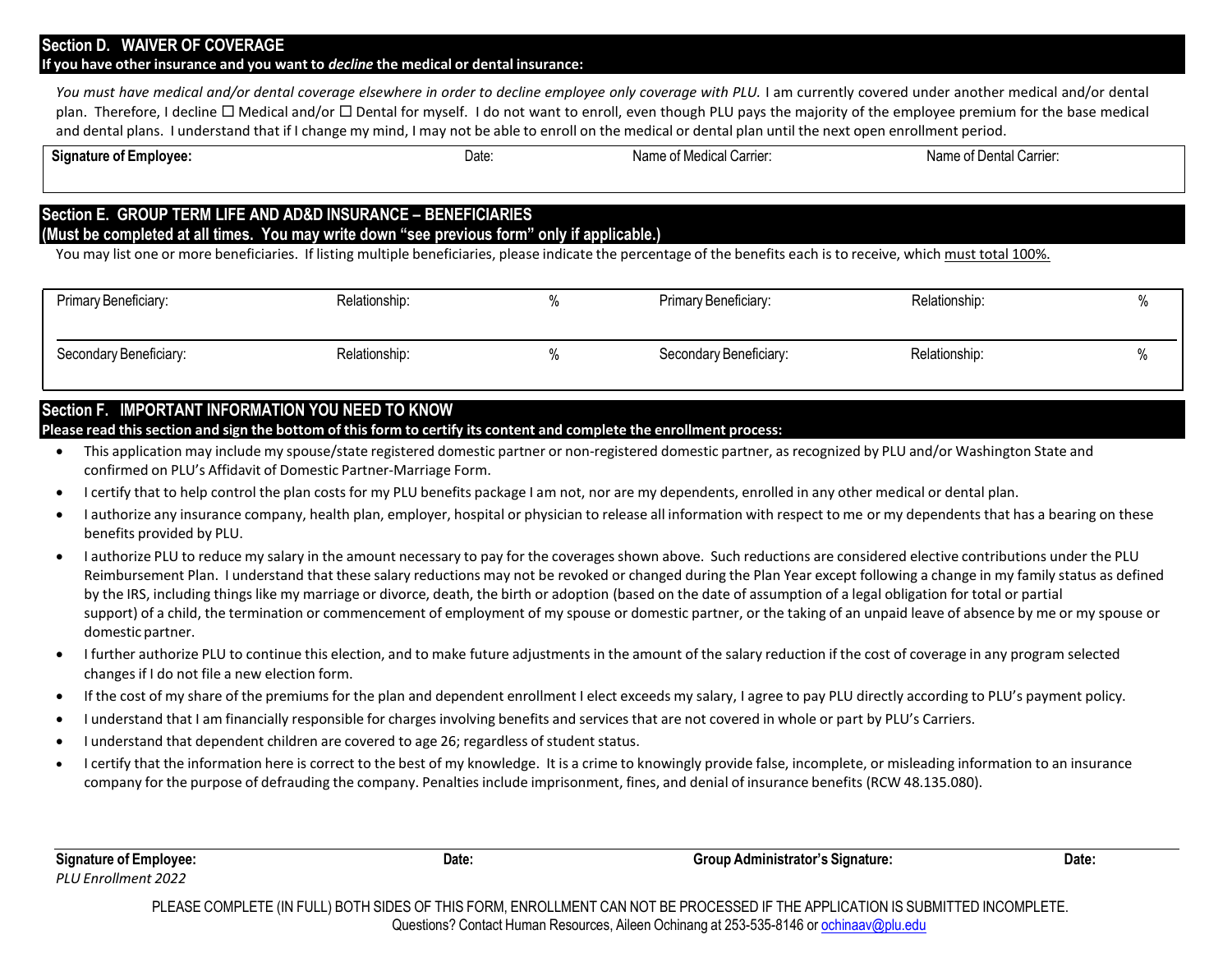## Section D. WAIVER OF COVERAGE

**If you have other insurance and you want to *decline* the medical or dental insurance:**

*You must have medical and/or dental coverage elsewhere in order to decline employee only coverage with PLU.* I am currently covered under another medical and/or dental plan. Therefore, I decline ☐ Medical and/or ☐ Dental for myself. I do not want to enroll, even though PLU pays the majority of the employee premium for the base medical and dental plans. I understand that if I change my mind, I may not be able to enroll on the medical or dental plan until the next open enrollment period.

| **Signature of Employee:** | Date: | Name of Medical Carrier: | Name of Dental Carrier: |
|---|---|---|---|
| | | | |

## Section E. GROUP TERM LIFE AND AD&D INSURANCE – BENEFICIARIES

**(Must be completed at all times. You may write down "see previous form" only if applicable.)**

You may list one or more beneficiaries. If listing multiple beneficiaries, please indicate the percentage of the benefits each is to receive, which <u>must total 100%.</u>

| | | | | | |
|---|---|---|---|---|---|
| Primary Beneficiary: | Relationship: | % | Primary Beneficiary: | Relationship: | % |
| Secondary Beneficiary: | Relationship: | % | Secondary Beneficiary: | Relationship: | % |

## Section F. IMPORTANT INFORMATION YOU NEED TO KNOW

**Please read this section and sign the bottom of this form to certify its content and complete the enrollment process:**

- This application may include my spouse/state registered domestic partner or non-registered domestic partner, as recognized by PLU and/or Washington State and confirmed on PLU's Affidavit of Domestic Partner-Marriage Form.
- I certify that to help control the plan costs for my PLU benefits package I am not, nor are my dependents, enrolled in any other medical or dental plan.
- I authorize any insurance company, health plan, employer, hospital or physician to release all information with respect to me or my dependents that has a bearing on these benefits provided by PLU.
- I authorize PLU to reduce my salary in the amount necessary to pay for the coverages shown above. Such reductions are considered elective contributions under the PLU Reimbursement Plan. I understand that these salary reductions may not be revoked or changed during the Plan Year except following a change in my family status as defined by the IRS, including things like my marriage or divorce, death, the birth or adoption (based on the date of assumption of a legal obligation for total or partial support) of a child, the termination or commencement of employment of my spouse or domestic partner, or the taking of an unpaid leave of absence by me or my spouse or domestic partner.
- I further authorize PLU to continue this election, and to make future adjustments in the amount of the salary reduction if the cost of coverage in any program selected changes if I do not file a new election form.
- If the cost of my share of the premiums for the plan and dependent enrollment I elect exceeds my salary, I agree to pay PLU directly according to PLU's payment policy.
- I understand that I am financially responsible for charges involving benefits and services that are not covered in whole or part by PLU's Carriers.
- I understand that dependent children are covered to age 26; regardless of student status.
- I certify that the information here is correct to the best of my knowledge. It is a crime to knowingly provide false, incomplete, or misleading information to an insurance company for the purpose of defrauding the company. Penalties include imprisonment, fines, and denial of insurance benefits (RCW 48.135.080).

| **Signature of Employee:** | **Date:** | **Group Administrator's Signature:** | **Date:** |
|---|---|---|---|
| | | | |

*PLU Enrollment 2022*

PLEASE COMPLETE (IN FULL) BOTH SIDES OF THIS FORM, ENROLLMENT CAN NOT BE PROCESSED IF THE APPLICATION IS SUBMITTED INCOMPLETE.

Questions? Contact Human Resources, Aileen Ochinang at 253-535-8146 or ochinaav@plu.edu